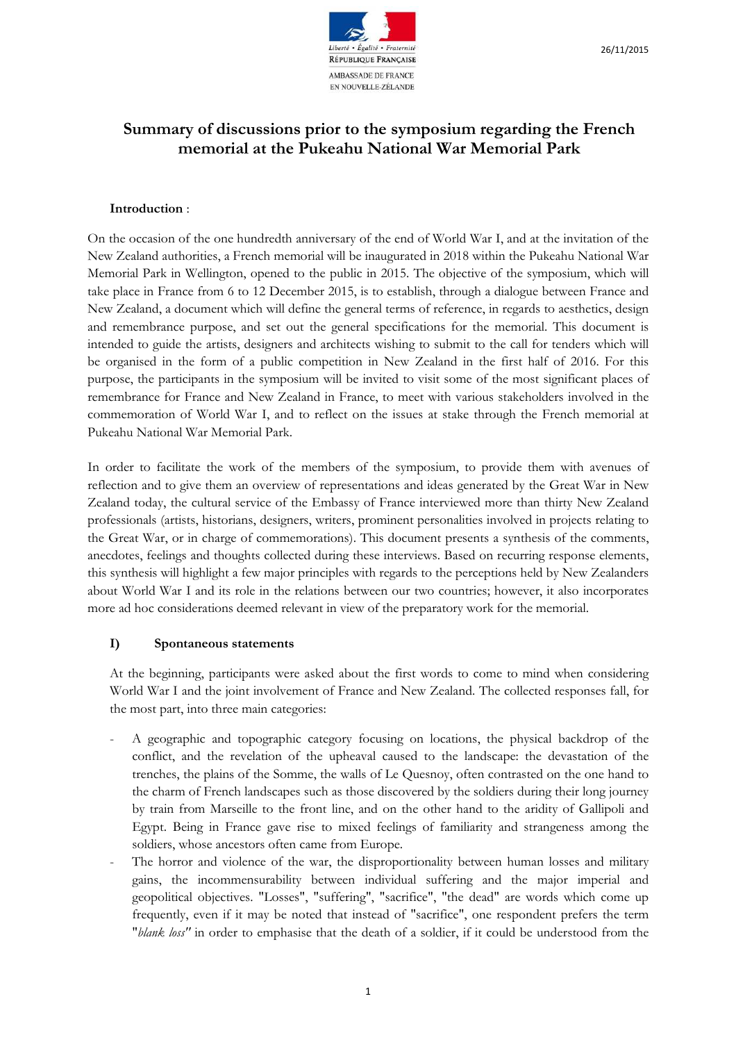Liberté • Égalité • Fraternité
RÉPUBLIQUE FRANÇAISE
AMBASSADE DE FRANCE
EN NOUVELLE-ZÉLANDE

26/11/2015

# Summary of discussions prior to the symposium regarding the French memorial at the Pukeahu National War Memorial Park

**Introduction** :

On the occasion of the one hundredth anniversary of the end of World War I, and at the invitation of the New Zealand authorities, a French memorial will be inaugurated in 2018 within the Pukeahu National War Memorial Park in Wellington, opened to the public in 2015. The objective of the symposium, which will take place in France from 6 to 12 December 2015, is to establish, through a dialogue between France and New Zealand, a document which will define the general terms of reference, in regards to aesthetics, design and remembrance purpose, and set out the general specifications for the memorial. This document is intended to guide the artists, designers and architects wishing to submit to the call for tenders which will be organised in the form of a public competition in New Zealand in the first half of 2016. For this purpose, the participants in the symposium will be invited to visit some of the most significant places of remembrance for France and New Zealand in France, to meet with various stakeholders involved in the commemoration of World War I, and to reflect on the issues at stake through the French memorial at Pukeahu National War Memorial Park.

In order to facilitate the work of the members of the symposium, to provide them with avenues of reflection and to give them an overview of representations and ideas generated by the Great War in New Zealand today, the cultural service of the Embassy of France interviewed more than thirty New Zealand professionals (artists, historians, designers, writers, prominent personalities involved in projects relating to the Great War, or in charge of commemorations). This document presents a synthesis of the comments, anecdotes, feelings and thoughts collected during these interviews. Based on recurring response elements, this synthesis will highlight a few major principles with regards to the perceptions held by New Zealanders about World War I and its role in the relations between our two countries; however, it also incorporates more ad hoc considerations deemed relevant in view of the preparatory work for the memorial.

## I) Spontaneous statements

At the beginning, participants were asked about the first words to come to mind when considering World War I and the joint involvement of France and New Zealand. The collected responses fall, for the most part, into three main categories:

- A geographic and topographic category focusing on locations, the physical backdrop of the conflict, and the revelation of the upheaval caused to the landscape: the devastation of the trenches, the plains of the Somme, the walls of Le Quesnoy, often contrasted on the one hand to the charm of French landscapes such as those discovered by the soldiers during their long journey by train from Marseille to the front line, and on the other hand to the aridity of Gallipoli and Egypt. Being in France gave rise to mixed feelings of familiarity and strangeness among the soldiers, whose ancestors often came from Europe.
- The horror and violence of the war, the disproportionality between human losses and military gains, the incommensurability between individual suffering and the major imperial and geopolitical objectives. "Losses", "suffering", "sacrifice", "the dead" are words which come up frequently, even if it may be noted that instead of "sacrifice", one respondent prefers the term "*blank loss*" in order to emphasise that the death of a soldier, if it could be understood from the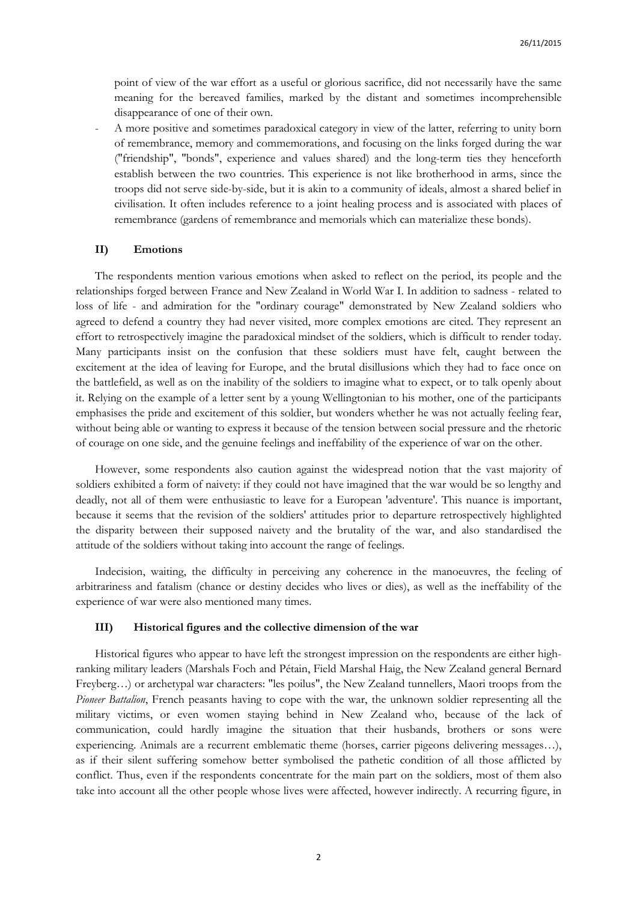point of view of the war effort as a useful or glorious sacrifice, did not necessarily have the same meaning for the bereaved families, marked by the distant and sometimes incomprehensible disappearance of one of their own.

- A more positive and sometimes paradoxical category in view of the latter, referring to unity born of remembrance, memory and commemorations, and focusing on the links forged during the war ("friendship", "bonds", experience and values shared) and the long-term ties they henceforth establish between the two countries. This experience is not like brotherhood in arms, since the troops did not serve side-by-side, but it is akin to a community of ideals, almost a shared belief in civilisation. It often includes reference to a joint healing process and is associated with places of remembrance (gardens of remembrance and memorials which can materialize these bonds).

## II) Emotions

The respondents mention various emotions when asked to reflect on the period, its people and the relationships forged between France and New Zealand in World War I. In addition to sadness - related to loss of life - and admiration for the "ordinary courage" demonstrated by New Zealand soldiers who agreed to defend a country they had never visited, more complex emotions are cited. They represent an effort to retrospectively imagine the paradoxical mindset of the soldiers, which is difficult to render today. Many participants insist on the confusion that these soldiers must have felt, caught between the excitement at the idea of leaving for Europe, and the brutal disillusions which they had to face once on the battlefield, as well as on the inability of the soldiers to imagine what to expect, or to talk openly about it. Relying on the example of a letter sent by a young Wellingtonian to his mother, one of the participants emphasises the pride and excitement of this soldier, but wonders whether he was not actually feeling fear, without being able or wanting to express it because of the tension between social pressure and the rhetoric of courage on one side, and the genuine feelings and ineffability of the experience of war on the other.

However, some respondents also caution against the widespread notion that the vast majority of soldiers exhibited a form of naivety: if they could not have imagined that the war would be so lengthy and deadly, not all of them were enthusiastic to leave for a European 'adventure'. This nuance is important, because it seems that the revision of the soldiers' attitudes prior to departure retrospectively highlighted the disparity between their supposed naivety and the brutality of the war, and also standardised the attitude of the soldiers without taking into account the range of feelings.

Indecision, waiting, the difficulty in perceiving any coherence in the manoeuvres, the feeling of arbitrariness and fatalism (chance or destiny decides who lives or dies), as well as the ineffability of the experience of war were also mentioned many times.

## III) Historical figures and the collective dimension of the war

Historical figures who appear to have left the strongest impression on the respondents are either high-ranking military leaders (Marshals Foch and Pétain, Field Marshal Haig, the New Zealand general Bernard Freyberg…) or archetypal war characters: "les poilus", the New Zealand tunnellers, Maori troops from the *Pioneer Battalion*, French peasants having to cope with the war, the unknown soldier representing all the military victims, or even women staying behind in New Zealand who, because of the lack of communication, could hardly imagine the situation that their husbands, brothers or sons were experiencing. Animals are a recurrent emblematic theme (horses, carrier pigeons delivering messages…), as if their silent suffering somehow better symbolised the pathetic condition of all those afflicted by conflict. Thus, even if the respondents concentrate for the main part on the soldiers, most of them also take into account all the other people whose lives were affected, however indirectly. A recurring figure, in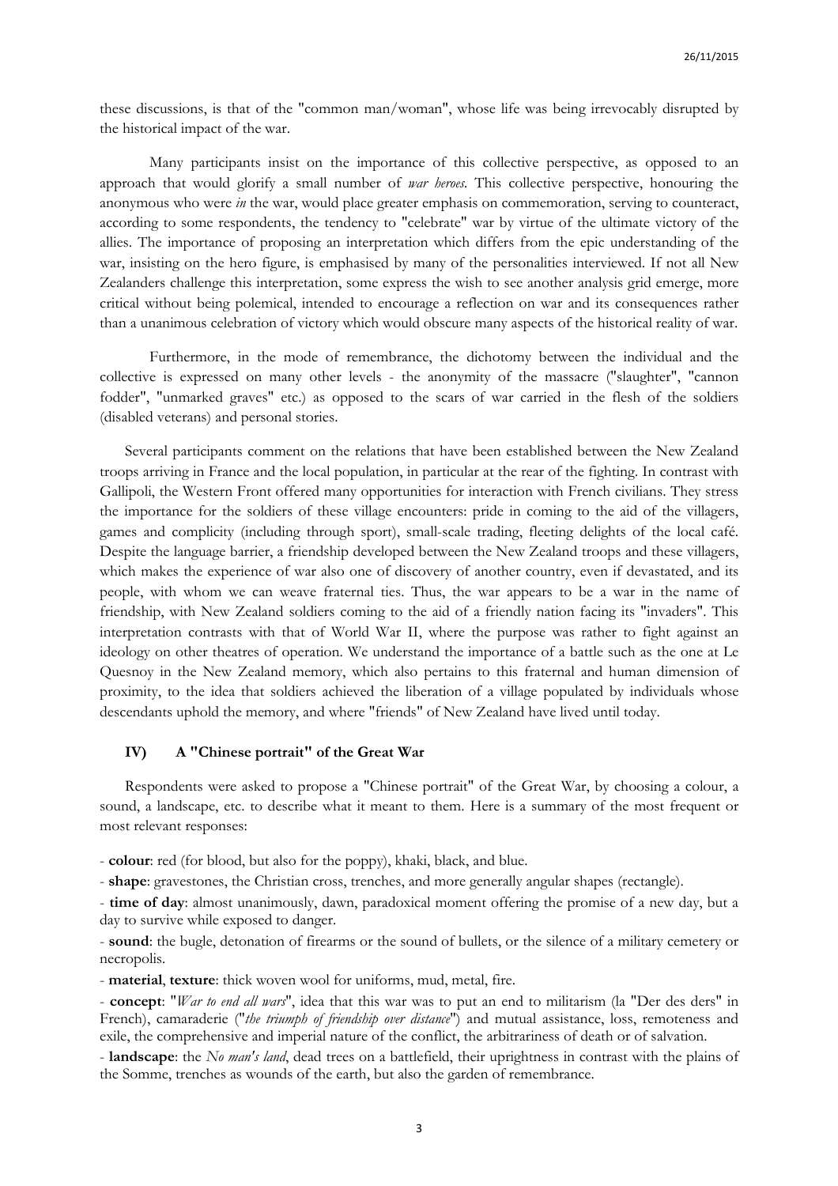these discussions, is that of the "common man/woman", whose life was being irrevocably disrupted by the historical impact of the war.

Many participants insist on the importance of this collective perspective, as opposed to an approach that would glorify a small number of *war heroes.* This collective perspective, honouring the anonymous who were *in* the war, would place greater emphasis on commemoration, serving to counteract, according to some respondents, the tendency to "celebrate" war by virtue of the ultimate victory of the allies. The importance of proposing an interpretation which differs from the epic understanding of the war, insisting on the hero figure, is emphasised by many of the personalities interviewed. If not all New Zealanders challenge this interpretation, some express the wish to see another analysis grid emerge, more critical without being polemical, intended to encourage a reflection on war and its consequences rather than a unanimous celebration of victory which would obscure many aspects of the historical reality of war.

Furthermore, in the mode of remembrance, the dichotomy between the individual and the collective is expressed on many other levels - the anonymity of the massacre ("slaughter", "cannon fodder", "unmarked graves" etc.) as opposed to the scars of war carried in the flesh of the soldiers (disabled veterans) and personal stories.

Several participants comment on the relations that have been established between the New Zealand troops arriving in France and the local population, in particular at the rear of the fighting. In contrast with Gallipoli, the Western Front offered many opportunities for interaction with French civilians. They stress the importance for the soldiers of these village encounters: pride in coming to the aid of the villagers, games and complicity (including through sport), small-scale trading, fleeting delights of the local café. Despite the language barrier, a friendship developed between the New Zealand troops and these villagers, which makes the experience of war also one of discovery of another country, even if devastated, and its people, with whom we can weave fraternal ties. Thus, the war appears to be a war in the name of friendship, with New Zealand soldiers coming to the aid of a friendly nation facing its "invaders". This interpretation contrasts with that of World War II, where the purpose was rather to fight against an ideology on other theatres of operation. We understand the importance of a battle such as the one at Le Quesnoy in the New Zealand memory, which also pertains to this fraternal and human dimension of proximity, to the idea that soldiers achieved the liberation of a village populated by individuals whose descendants uphold the memory, and where "friends" of New Zealand have lived until today.

## IV) A "Chinese portrait" of the Great War

Respondents were asked to propose a "Chinese portrait" of the Great War, by choosing a colour, a sound, a landscape, etc. to describe what it meant to them. Here is a summary of the most frequent or most relevant responses:

- **colour**: red (for blood, but also for the poppy), khaki, black, and blue.
- **shape**: gravestones, the Christian cross, trenches, and more generally angular shapes (rectangle).
- **time of day**: almost unanimously, dawn, paradoxical moment offering the promise of a new day, but a day to survive while exposed to danger.
- **sound**: the bugle, detonation of firearms or the sound of bullets, or the silence of a military cemetery or necropolis.
- **material**, **texture**: thick woven wool for uniforms, mud, metal, fire.
- **concept**: "*War to end all wars*", idea that this war was to put an end to militarism (la "Der des ders" in French), camaraderie ("*the triumph of friendship over distance*") and mutual assistance, loss, remoteness and exile, the comprehensive and imperial nature of the conflict, the arbitrariness of death or of salvation.
- **landscape**: the *No man's land*, dead trees on a battlefield, their uprightness in contrast with the plains of the Somme, trenches as wounds of the earth, but also the garden of remembrance.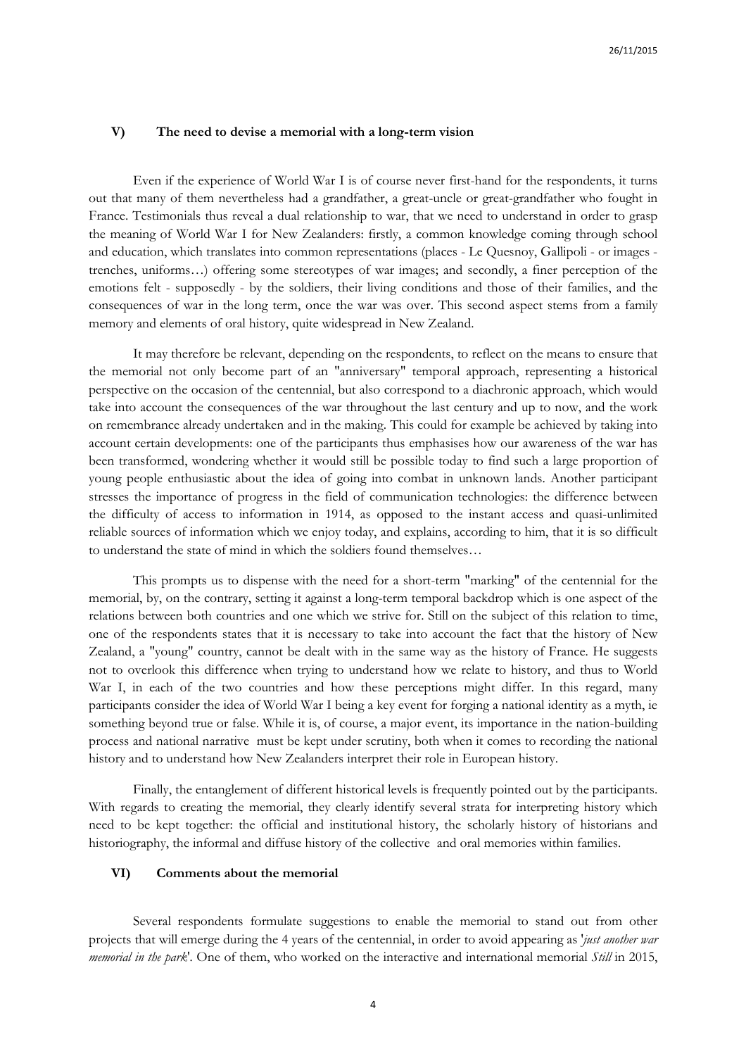## V) The need to devise a memorial with a long-term vision

Even if the experience of World War I is of course never first-hand for the respondents, it turns out that many of them nevertheless had a grandfather, a great-uncle or great-grandfather who fought in France. Testimonials thus reveal a dual relationship to war, that we need to understand in order to grasp the meaning of World War I for New Zealanders: firstly, a common knowledge coming through school and education, which translates into common representations (places - Le Quesnoy, Gallipoli - or images - trenches, uniforms…) offering some stereotypes of war images; and secondly, a finer perception of the emotions felt - supposedly - by the soldiers, their living conditions and those of their families, and the consequences of war in the long term, once the war was over. This second aspect stems from a family memory and elements of oral history, quite widespread in New Zealand.

It may therefore be relevant, depending on the respondents, to reflect on the means to ensure that the memorial not only become part of an "anniversary" temporal approach, representing a historical perspective on the occasion of the centennial, but also correspond to a diachronic approach, which would take into account the consequences of the war throughout the last century and up to now, and the work on remembrance already undertaken and in the making. This could for example be achieved by taking into account certain developments: one of the participants thus emphasises how our awareness of the war has been transformed, wondering whether it would still be possible today to find such a large proportion of young people enthusiastic about the idea of going into combat in unknown lands. Another participant stresses the importance of progress in the field of communication technologies: the difference between the difficulty of access to information in 1914, as opposed to the instant access and quasi-unlimited reliable sources of information which we enjoy today, and explains, according to him, that it is so difficult to understand the state of mind in which the soldiers found themselves…

This prompts us to dispense with the need for a short-term "marking" of the centennial for the memorial, by, on the contrary, setting it against a long-term temporal backdrop which is one aspect of the relations between both countries and one which we strive for. Still on the subject of this relation to time, one of the respondents states that it is necessary to take into account the fact that the history of New Zealand, a "young" country, cannot be dealt with in the same way as the history of France. He suggests not to overlook this difference when trying to understand how we relate to history, and thus to World War I, in each of the two countries and how these perceptions might differ. In this regard, many participants consider the idea of World War I being a key event for forging a national identity as a myth, ie something beyond true or false. While it is, of course, a major event, its importance in the nation-building process and national narrative must be kept under scrutiny, both when it comes to recording the national history and to understand how New Zealanders interpret their role in European history.

Finally, the entanglement of different historical levels is frequently pointed out by the participants. With regards to creating the memorial, they clearly identify several strata for interpreting history which need to be kept together: the official and institutional history, the scholarly history of historians and historiography, the informal and diffuse history of the collective and oral memories within families.

## VI) Comments about the memorial

Several respondents formulate suggestions to enable the memorial to stand out from other projects that will emerge during the 4 years of the centennial, in order to avoid appearing as '*just another war memorial in the park*'. One of them, who worked on the interactive and international memorial *Still* in 2015,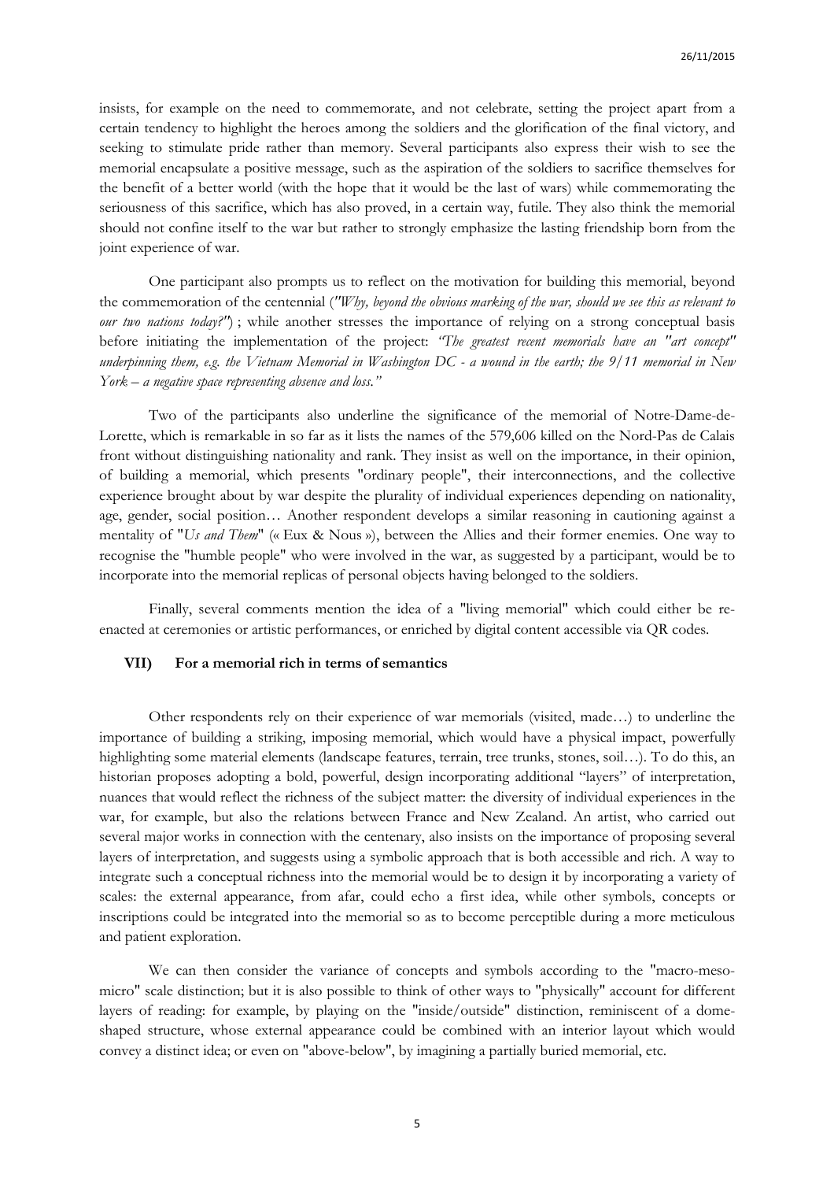insists, for example on the need to commemorate, and not celebrate, setting the project apart from a certain tendency to highlight the heroes among the soldiers and the glorification of the final victory, and seeking to stimulate pride rather than memory. Several participants also express their wish to see the memorial encapsulate a positive message, such as the aspiration of the soldiers to sacrifice themselves for the benefit of a better world (with the hope that it would be the last of wars) while commemorating the seriousness of this sacrifice, which has also proved, in a certain way, futile. They also think the memorial should not confine itself to the war but rather to strongly emphasize the lasting friendship born from the joint experience of war.

One participant also prompts us to reflect on the motivation for building this memorial, beyond the commemoration of the centennial (*"Why, beyond the obvious marking of the war, should we see this as relevant to our two nations today?"*) ; while another stresses the importance of relying on a strong conceptual basis before initiating the implementation of the project: *"The greatest recent memorials have an "art concept" underpinning them, e.g. the Vietnam Memorial in Washington DC - a wound in the earth; the 9/11 memorial in New York – a negative space representing absence and loss."*

Two of the participants also underline the significance of the memorial of Notre-Dame-de-Lorette, which is remarkable in so far as it lists the names of the 579,606 killed on the Nord-Pas de Calais front without distinguishing nationality and rank. They insist as well on the importance, in their opinion, of building a memorial, which presents "ordinary people", their interconnections, and the collective experience brought about by war despite the plurality of individual experiences depending on nationality, age, gender, social position… Another respondent develops a similar reasoning in cautioning against a mentality of "*Us and Them*" (« Eux & Nous »), between the Allies and their former enemies. One way to recognise the "humble people" who were involved in the war, as suggested by a participant, would be to incorporate into the memorial replicas of personal objects having belonged to the soldiers.

Finally, several comments mention the idea of a "living memorial" which could either be re-enacted at ceremonies or artistic performances, or enriched by digital content accessible via QR codes.

## VII) For a memorial rich in terms of semantics

Other respondents rely on their experience of war memorials (visited, made…) to underline the importance of building a striking, imposing memorial, which would have a physical impact, powerfully highlighting some material elements (landscape features, terrain, tree trunks, stones, soil…). To do this, an historian proposes adopting a bold, powerful, design incorporating additional "layers" of interpretation, nuances that would reflect the richness of the subject matter: the diversity of individual experiences in the war, for example, but also the relations between France and New Zealand. An artist, who carried out several major works in connection with the centenary, also insists on the importance of proposing several layers of interpretation, and suggests using a symbolic approach that is both accessible and rich. A way to integrate such a conceptual richness into the memorial would be to design it by incorporating a variety of scales: the external appearance, from afar, could echo a first idea, while other symbols, concepts or inscriptions could be integrated into the memorial so as to become perceptible during a more meticulous and patient exploration.

We can then consider the variance of concepts and symbols according to the "macro-meso-micro" scale distinction; but it is also possible to think of other ways to "physically" account for different layers of reading: for example, by playing on the "inside/outside" distinction, reminiscent of a dome-shaped structure, whose external appearance could be combined with an interior layout which would convey a distinct idea; or even on "above-below", by imagining a partially buried memorial, etc.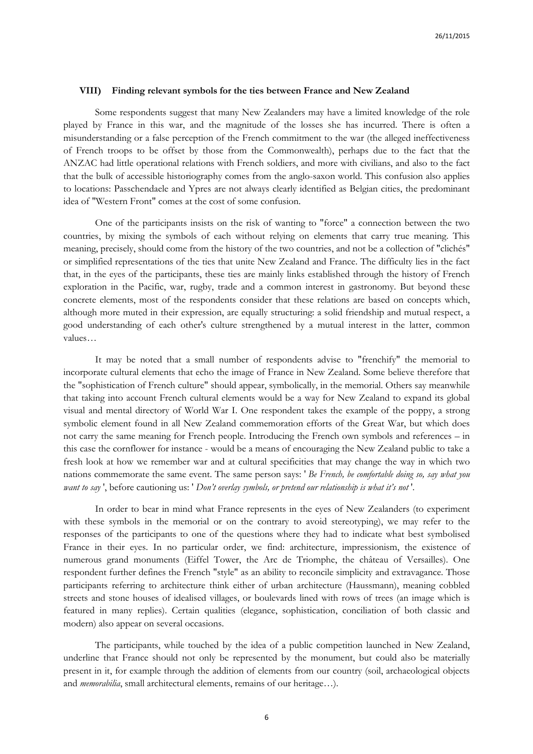### VIII) Finding relevant symbols for the ties between France and New Zealand

Some respondents suggest that many New Zealanders may have a limited knowledge of the role played by France in this war, and the magnitude of the losses she has incurred. There is often a misunderstanding or a false perception of the French commitment to the war (the alleged ineffectiveness of French troops to be offset by those from the Commonwealth), perhaps due to the fact that the ANZAC had little operational relations with French soldiers, and more with civilians, and also to the fact that the bulk of accessible historiography comes from the anglo-saxon world. This confusion also applies to locations: Passchendaele and Ypres are not always clearly identified as Belgian cities, the predominant idea of "Western Front" comes at the cost of some confusion.

One of the participants insists on the risk of wanting to "force" a connection between the two countries, by mixing the symbols of each without relying on elements that carry true meaning. This meaning, precisely, should come from the history of the two countries, and not be a collection of "clichés" or simplified representations of the ties that unite New Zealand and France. The difficulty lies in the fact that, in the eyes of the participants, these ties are mainly links established through the history of French exploration in the Pacific, war, rugby, trade and a common interest in gastronomy. But beyond these concrete elements, most of the respondents consider that these relations are based on concepts which, although more muted in their expression, are equally structuring: a solid friendship and mutual respect, a good understanding of each other's culture strengthened by a mutual interest in the latter, common values…

It may be noted that a small number of respondents advise to "frenchify" the memorial to incorporate cultural elements that echo the image of France in New Zealand. Some believe therefore that the "sophistication of French culture" should appear, symbolically, in the memorial. Others say meanwhile that taking into account French cultural elements would be a way for New Zealand to expand its global visual and mental directory of World War I. One respondent takes the example of the poppy, a strong symbolic element found in all New Zealand commemoration efforts of the Great War, but which does not carry the same meaning for French people. Introducing the French own symbols and references – in this case the cornflower for instance - would be a means of encouraging the New Zealand public to take a fresh look at how we remember war and at cultural specificities that may change the way in which two nations commemorate the same event. The same person says: ' *Be French, be comfortable doing so, say what you want to say* ', before cautioning us: ' *Don't overlay symbols, or pretend our relationship is what it's not* '.

In order to bear in mind what France represents in the eyes of New Zealanders (to experiment with these symbols in the memorial or on the contrary to avoid stereotyping), we may refer to the responses of the participants to one of the questions where they had to indicate what best symbolised France in their eyes. In no particular order, we find: architecture, impressionism, the existence of numerous grand monuments (Eiffel Tower, the Arc de Triomphe, the château of Versailles). One respondent further defines the French "style" as an ability to reconcile simplicity and extravagance. Those participants referring to architecture think either of urban architecture (Haussmann), meaning cobbled streets and stone houses of idealised villages, or boulevards lined with rows of trees (an image which is featured in many replies). Certain qualities (elegance, sophistication, conciliation of both classic and modern) also appear on several occasions.

The participants, while touched by the idea of a public competition launched in New Zealand, underline that France should not only be represented by the monument, but could also be materially present in it, for example through the addition of elements from our country (soil, archaeological objects and *memorabilia*, small architectural elements, remains of our heritage…).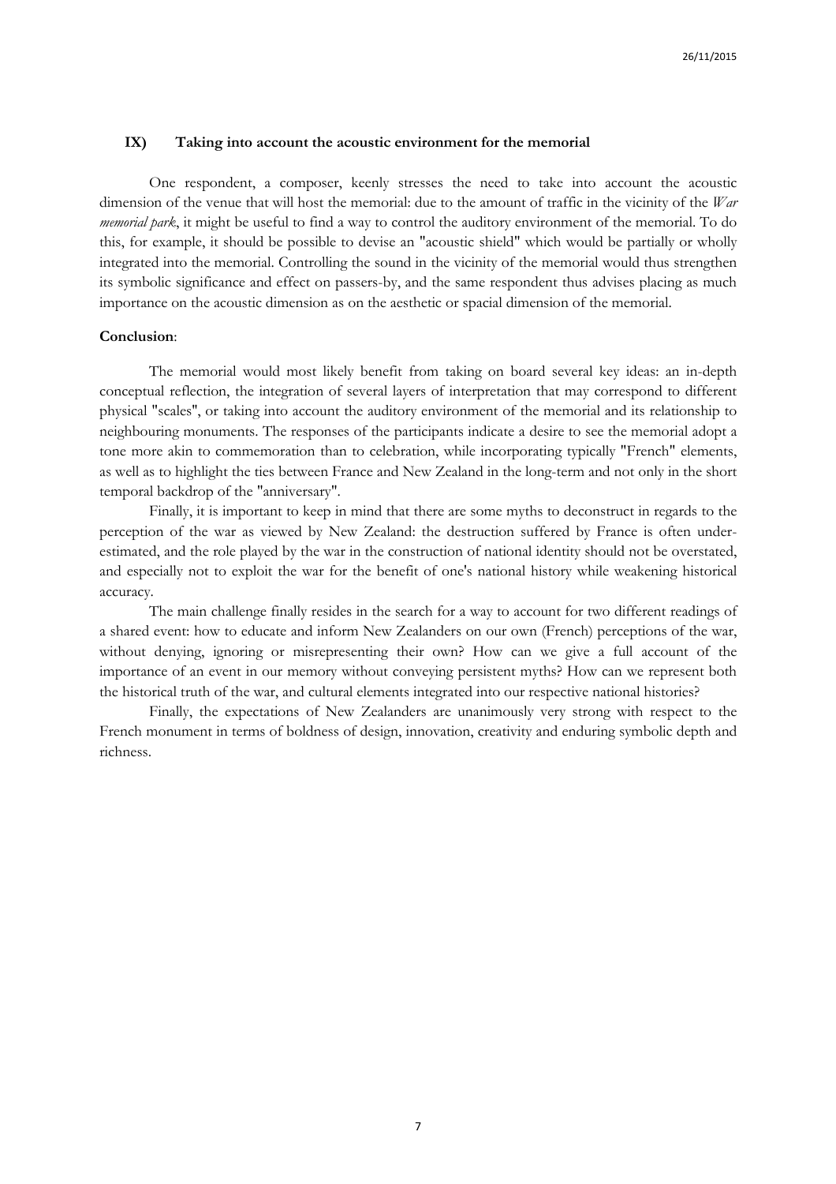## IX) Taking into account the acoustic environment for the memorial

One respondent, a composer, keenly stresses the need to take into account the acoustic dimension of the venue that will host the memorial: due to the amount of traffic in the vicinity of the *War memorial park*, it might be useful to find a way to control the auditory environment of the memorial. To do this, for example, it should be possible to devise an "acoustic shield" which would be partially or wholly integrated into the memorial. Controlling the sound in the vicinity of the memorial would thus strengthen its symbolic significance and effect on passers-by, and the same respondent thus advises placing as much importance on the acoustic dimension as on the aesthetic or spacial dimension of the memorial.

**Conclusion**:

The memorial would most likely benefit from taking on board several key ideas: an in-depth conceptual reflection, the integration of several layers of interpretation that may correspond to different physical "scales", or taking into account the auditory environment of the memorial and its relationship to neighbouring monuments. The responses of the participants indicate a desire to see the memorial adopt a tone more akin to commemoration than to celebration, while incorporating typically "French" elements, as well as to highlight the ties between France and New Zealand in the long-term and not only in the short temporal backdrop of the "anniversary".

Finally, it is important to keep in mind that there are some myths to deconstruct in regards to the perception of the war as viewed by New Zealand: the destruction suffered by France is often under-estimated, and the role played by the war in the construction of national identity should not be overstated, and especially not to exploit the war for the benefit of one's national history while weakening historical accuracy.

The main challenge finally resides in the search for a way to account for two different readings of a shared event: how to educate and inform New Zealanders on our own (French) perceptions of the war, without denying, ignoring or misrepresenting their own? How can we give a full account of the importance of an event in our memory without conveying persistent myths? How can we represent both the historical truth of the war, and cultural elements integrated into our respective national histories?

Finally, the expectations of New Zealanders are unanimously very strong with respect to the French monument in terms of boldness of design, innovation, creativity and enduring symbolic depth and richness.